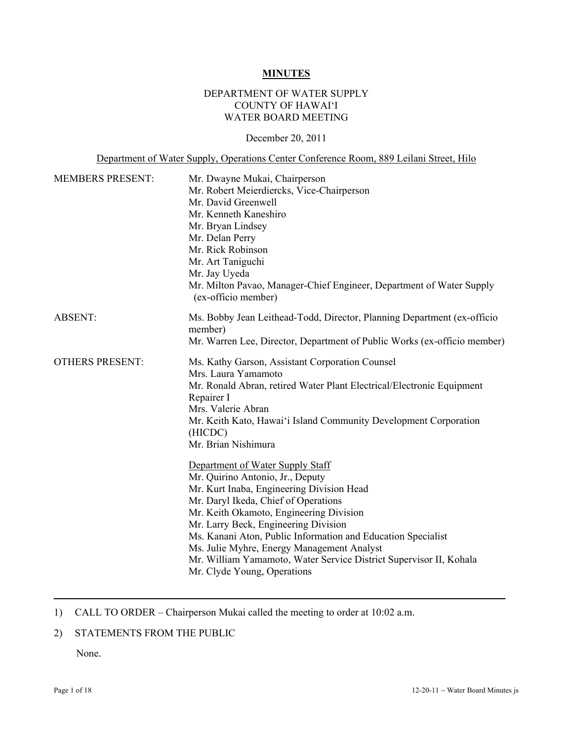# MINUTES

DEPARTMENT OF WATER SUPPLY
COUNTY OF HAWAIʻI
WATER BOARD MEETING

December 20, 2011

Department of Water Supply, Operations Center Conference Room, 889 Leilani Street, Hilo

MEMBERS PRESENT:

- Mr. Dwayne Mukai, Chairperson
- Mr. Robert Meierdiercks, Vice-Chairperson
- Mr. David Greenwell
- Mr. Kenneth Kaneshiro
- Mr. Bryan Lindsey
- Mr. Delan Perry
- Mr. Rick Robinson
- Mr. Art Taniguchi
- Mr. Jay Uyeda
- Mr. Milton Pavao, Manager-Chief Engineer, Department of Water Supply (ex-officio member)

ABSENT:

- Ms. Bobby Jean Leithead-Todd, Director, Planning Department (ex-officio member)
- Mr. Warren Lee, Director, Department of Public Works (ex-officio member)

OTHERS PRESENT:

- Ms. Kathy Garson, Assistant Corporation Counsel
- Mrs. Laura Yamamoto
- Mr. Ronald Abran, retired Water Plant Electrical/Electronic Equipment Repairer I
- Mrs. Valerie Abran
- Mr. Keith Kato, Hawaiʻi Island Community Development Corporation (HICDC)
- Mr. Brian Nishimura

Department of Water Supply Staff

- Mr. Quirino Antonio, Jr., Deputy
- Mr. Kurt Inaba, Engineering Division Head
- Mr. Daryl Ikeda, Chief of Operations
- Mr. Keith Okamoto, Engineering Division
- Mr. Larry Beck, Engineering Division
- Ms. Kanani Aton, Public Information and Education Specialist
- Ms. Julie Myhre, Energy Management Analyst
- Mr. William Yamamoto, Water Service District Supervisor II, Kohala
- Mr. Clyde Young, Operations

---

1) CALL TO ORDER – Chairperson Mukai called the meeting to order at 10:02 a.m.

2) STATEMENTS FROM THE PUBLIC

None.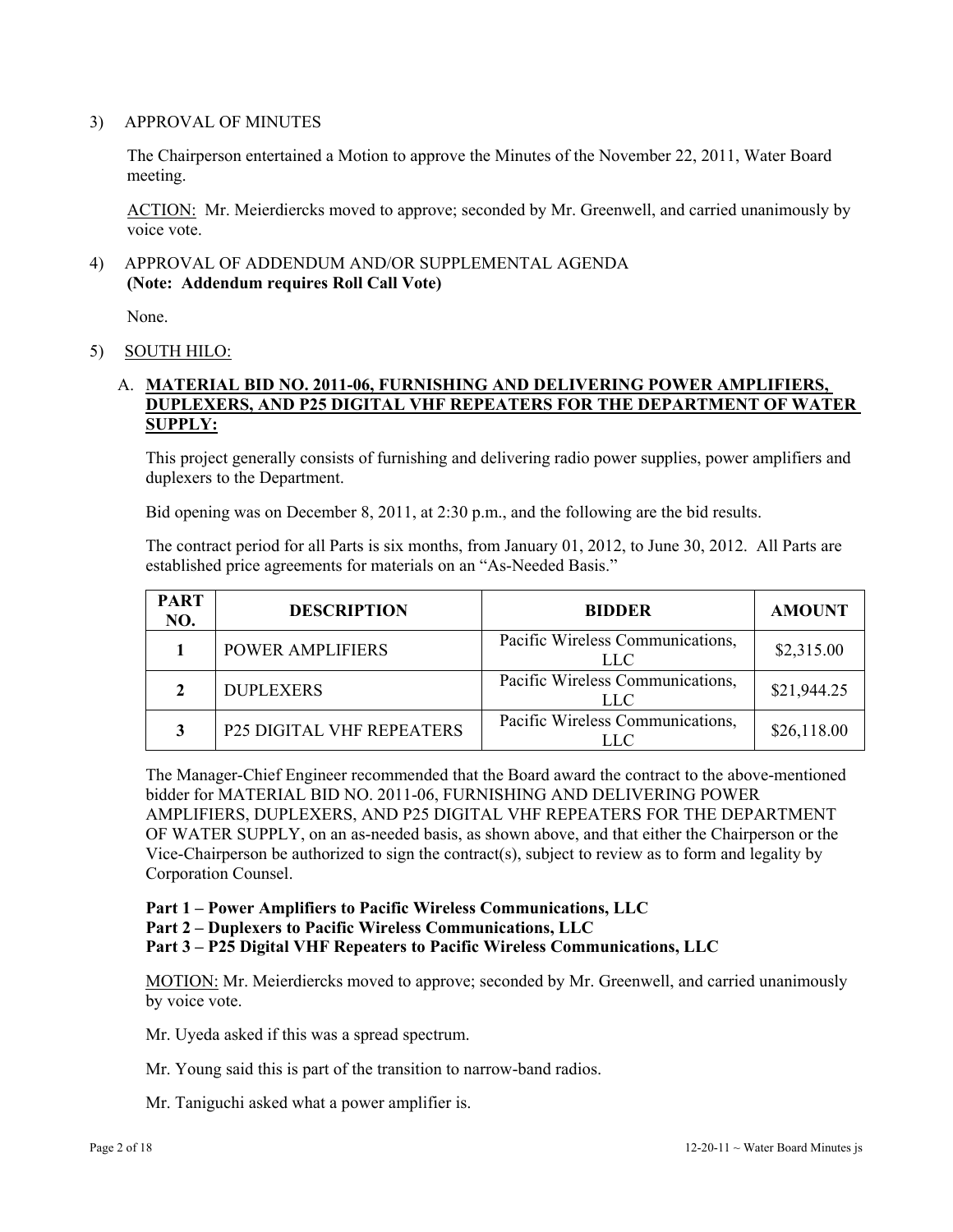3) APPROVAL OF MINUTES

The Chairperson entertained a Motion to approve the Minutes of the November 22, 2011, Water Board meeting.

ACTION: Mr. Meierdiercks moved to approve; seconded by Mr. Greenwell, and carried unanimously by voice vote.

4) APPROVAL OF ADDENDUM AND/OR SUPPLEMENTAL AGENDA
**(Note: Addendum requires Roll Call Vote)**

None.

5) SOUTH HILO:

A. **MATERIAL BID NO. 2011-06, FURNISHING AND DELIVERING POWER AMPLIFIERS, DUPLEXERS, AND P25 DIGITAL VHF REPEATERS FOR THE DEPARTMENT OF WATER SUPPLY:**

This project generally consists of furnishing and delivering radio power supplies, power amplifiers and duplexers to the Department.

Bid opening was on December 8, 2011, at 2:30 p.m., and the following are the bid results.

The contract period for all Parts is six months, from January 01, 2012, to June 30, 2012. All Parts are established price agreements for materials on an "As-Needed Basis."

| PART NO. | DESCRIPTION | BIDDER | AMOUNT |
|---|---|---|---|
| 1 | POWER AMPLIFIERS | Pacific Wireless Communications, LLC | $2,315.00 |
| 2 | DUPLEXERS | Pacific Wireless Communications, LLC | $21,944.25 |
| 3 | P25 DIGITAL VHF REPEATERS | Pacific Wireless Communications, LLC | $26,118.00 |

The Manager-Chief Engineer recommended that the Board award the contract to the above-mentioned bidder for MATERIAL BID NO. 2011-06, FURNISHING AND DELIVERING POWER AMPLIFIERS, DUPLEXERS, AND P25 DIGITAL VHF REPEATERS FOR THE DEPARTMENT OF WATER SUPPLY, on an as-needed basis, as shown above, and that either the Chairperson or the Vice-Chairperson be authorized to sign the contract(s), subject to review as to form and legality by Corporation Counsel.

**Part 1 – Power Amplifiers to Pacific Wireless Communications, LLC**
**Part 2 – Duplexers to Pacific Wireless Communications, LLC**
**Part 3 – P25 Digital VHF Repeaters to Pacific Wireless Communications, LLC**

MOTION: Mr. Meierdiercks moved to approve; seconded by Mr. Greenwell, and carried unanimously by voice vote.

Mr. Uyeda asked if this was a spread spectrum.

Mr. Young said this is part of the transition to narrow-band radios.

Mr. Taniguchi asked what a power amplifier is.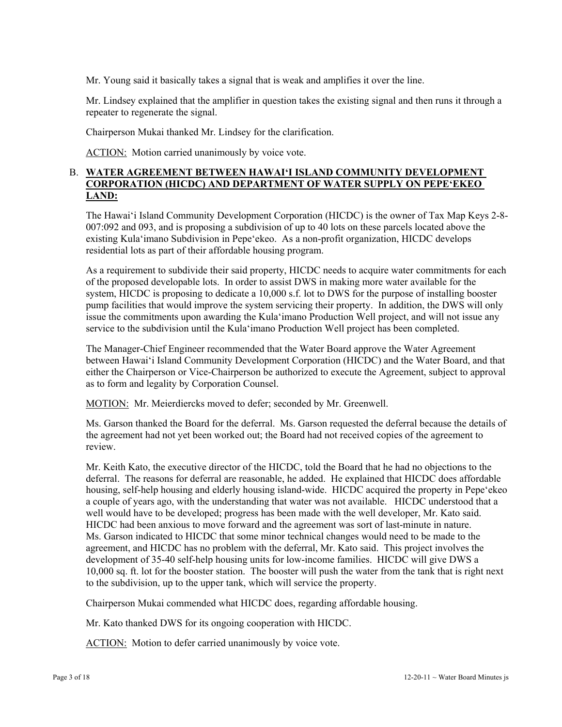Mr. Young said it basically takes a signal that is weak and amplifies it over the line.

Mr. Lindsey explained that the amplifier in question takes the existing signal and then runs it through a repeater to regenerate the signal.

Chairperson Mukai thanked Mr. Lindsey for the clarification.

ACTION: Motion carried unanimously by voice vote.

B. **WATER AGREEMENT BETWEEN HAWAIʻI ISLAND COMMUNITY DEVELOPMENT CORPORATION (HICDC) AND DEPARTMENT OF WATER SUPPLY ON PEPEʻEKEO LAND:**

The Hawaiʻi Island Community Development Corporation (HICDC) is the owner of Tax Map Keys 2-8-007:092 and 093, and is proposing a subdivision of up to 40 lots on these parcels located above the existing Kulaʻimano Subdivision in Pepeʻekeo. As a non-profit organization, HICDC develops residential lots as part of their affordable housing program.

As a requirement to subdivide their said property, HICDC needs to acquire water commitments for each of the proposed developable lots. In order to assist DWS in making more water available for the system, HICDC is proposing to dedicate a 10,000 s.f. lot to DWS for the purpose of installing booster pump facilities that would improve the system servicing their property. In addition, the DWS will only issue the commitments upon awarding the Kulaʻimano Production Well project, and will not issue any service to the subdivision until the Kulaʻimano Production Well project has been completed.

The Manager-Chief Engineer recommended that the Water Board approve the Water Agreement between Hawaiʻi Island Community Development Corporation (HICDC) and the Water Board, and that either the Chairperson or Vice-Chairperson be authorized to execute the Agreement, subject to approval as to form and legality by Corporation Counsel.

MOTION: Mr. Meierdiercks moved to defer; seconded by Mr. Greenwell.

Ms. Garson thanked the Board for the deferral. Ms. Garson requested the deferral because the details of the agreement had not yet been worked out; the Board had not received copies of the agreement to review.

Mr. Keith Kato, the executive director of the HICDC, told the Board that he had no objections to the deferral. The reasons for deferral are reasonable, he added. He explained that HICDC does affordable housing, self-help housing and elderly housing island-wide. HICDC acquired the property in Pepeʻekeo a couple of years ago, with the understanding that water was not available. HICDC understood that a well would have to be developed; progress has been made with the well developer, Mr. Kato said. HICDC had been anxious to move forward and the agreement was sort of last-minute in nature. Ms. Garson indicated to HICDC that some minor technical changes would need to be made to the agreement, and HICDC has no problem with the deferral, Mr. Kato said. This project involves the development of 35-40 self-help housing units for low-income families. HICDC will give DWS a 10,000 sq. ft. lot for the booster station. The booster will push the water from the tank that is right next to the subdivision, up to the upper tank, which will service the property.

Chairperson Mukai commended what HICDC does, regarding affordable housing.

Mr. Kato thanked DWS for its ongoing cooperation with HICDC.

ACTION: Motion to defer carried unanimously by voice vote.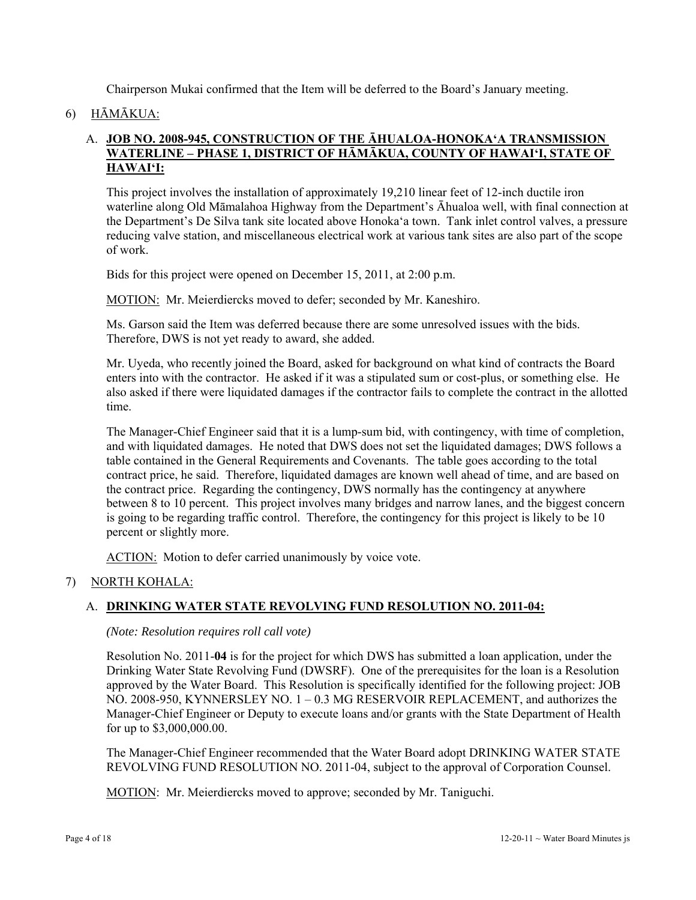Chairperson Mukai confirmed that the Item will be deferred to the Board's January meeting.

6) HĀMĀKUA:

A. **JOB NO. 2008-945, CONSTRUCTION OF THE ĀHUALOA-HONOKA'A TRANSMISSION WATERLINE – PHASE 1, DISTRICT OF HĀMĀKUA, COUNTY OF HAWAI'I, STATE OF HAWAI'I:**

This project involves the installation of approximately 19,210 linear feet of 12-inch ductile iron waterline along Old Māmalahoa Highway from the Department's Āhualoa well, with final connection at the Department's De Silva tank site located above Honoka'a town. Tank inlet control valves, a pressure reducing valve station, and miscellaneous electrical work at various tank sites are also part of the scope of work.

Bids for this project were opened on December 15, 2011, at 2:00 p.m.

MOTION: Mr. Meierdiercks moved to defer; seconded by Mr. Kaneshiro.

Ms. Garson said the Item was deferred because there are some unresolved issues with the bids. Therefore, DWS is not yet ready to award, she added.

Mr. Uyeda, who recently joined the Board, asked for background on what kind of contracts the Board enters into with the contractor. He asked if it was a stipulated sum or cost-plus, or something else. He also asked if there were liquidated damages if the contractor fails to complete the contract in the allotted time.

The Manager-Chief Engineer said that it is a lump-sum bid, with contingency, with time of completion, and with liquidated damages. He noted that DWS does not set the liquidated damages; DWS follows a table contained in the General Requirements and Covenants. The table goes according to the total contract price, he said. Therefore, liquidated damages are known well ahead of time, and are based on the contract price. Regarding the contingency, DWS normally has the contingency at anywhere between 8 to 10 percent. This project involves many bridges and narrow lanes, and the biggest concern is going to be regarding traffic control. Therefore, the contingency for this project is likely to be 10 percent or slightly more.

ACTION: Motion to defer carried unanimously by voice vote.

7) NORTH KOHALA:

A. **DRINKING WATER STATE REVOLVING FUND RESOLUTION NO. 2011-04:**

*(Note: Resolution requires roll call vote)*

Resolution No. 2011-**04** is for the project for which DWS has submitted a loan application, under the Drinking Water State Revolving Fund (DWSRF). One of the prerequisites for the loan is a Resolution approved by the Water Board. This Resolution is specifically identified for the following project: JOB NO. 2008-950, KYNNERSLEY NO. 1 – 0.3 MG RESERVOIR REPLACEMENT, and authorizes the Manager-Chief Engineer or Deputy to execute loans and/or grants with the State Department of Health for up to $3,000,000.00.

The Manager-Chief Engineer recommended that the Water Board adopt DRINKING WATER STATE REVOLVING FUND RESOLUTION NO. 2011-04, subject to the approval of Corporation Counsel.

MOTION: Mr. Meierdiercks moved to approve; seconded by Mr. Taniguchi.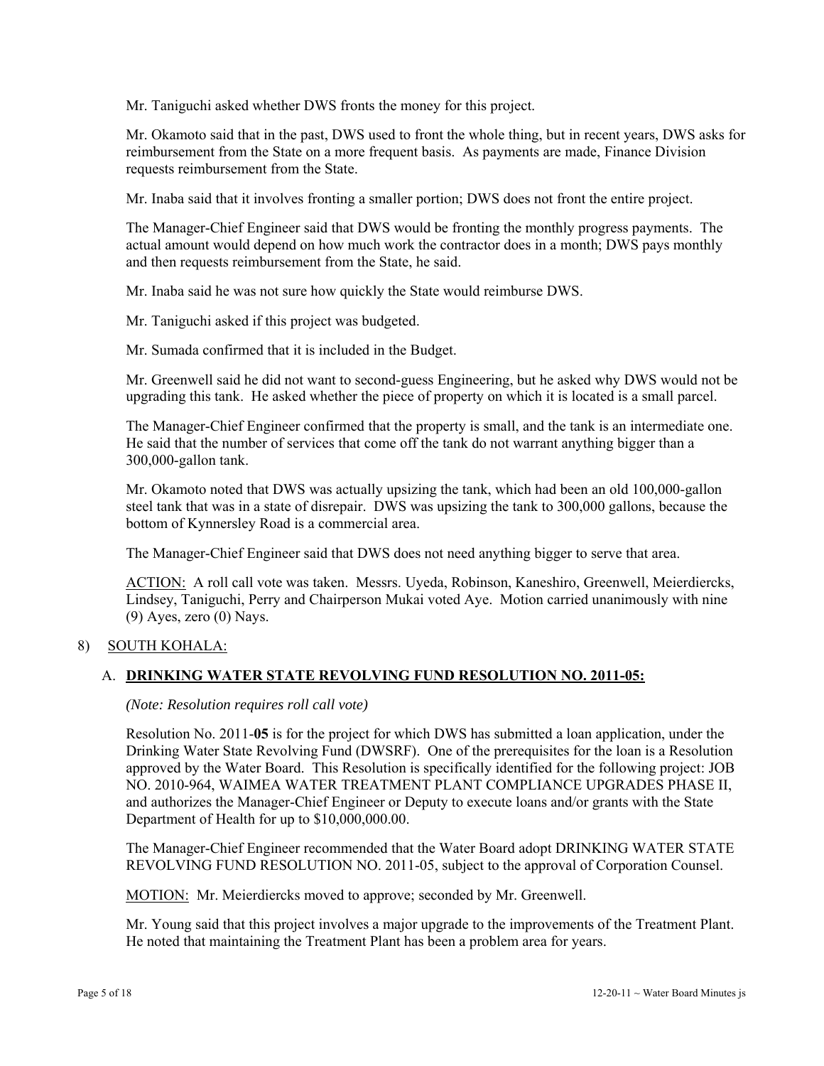Mr. Taniguchi asked whether DWS fronts the money for this project.

Mr. Okamoto said that in the past, DWS used to front the whole thing, but in recent years, DWS asks for reimbursement from the State on a more frequent basis. As payments are made, Finance Division requests reimbursement from the State.

Mr. Inaba said that it involves fronting a smaller portion; DWS does not front the entire project.

The Manager-Chief Engineer said that DWS would be fronting the monthly progress payments. The actual amount would depend on how much work the contractor does in a month; DWS pays monthly and then requests reimbursement from the State, he said.

Mr. Inaba said he was not sure how quickly the State would reimburse DWS.

Mr. Taniguchi asked if this project was budgeted.

Mr. Sumada confirmed that it is included in the Budget.

Mr. Greenwell said he did not want to second-guess Engineering, but he asked why DWS would not be upgrading this tank. He asked whether the piece of property on which it is located is a small parcel.

The Manager-Chief Engineer confirmed that the property is small, and the tank is an intermediate one. He said that the number of services that come off the tank do not warrant anything bigger than a 300,000-gallon tank.

Mr. Okamoto noted that DWS was actually upsizing the tank, which had been an old 100,000-gallon steel tank that was in a state of disrepair. DWS was upsizing the tank to 300,000 gallons, because the bottom of Kynnersley Road is a commercial area.

The Manager-Chief Engineer said that DWS does not need anything bigger to serve that area.

ACTION: A roll call vote was taken. Messrs. Uyeda, Robinson, Kaneshiro, Greenwell, Meierdiercks, Lindsey, Taniguchi, Perry and Chairperson Mukai voted Aye. Motion carried unanimously with nine (9) Ayes, zero (0) Nays.

8) SOUTH KOHALA:

A. **DRINKING WATER STATE REVOLVING FUND RESOLUTION NO. 2011-05:**

*(Note: Resolution requires roll call vote)*

Resolution No. 2011-**05** is for the project for which DWS has submitted a loan application, under the Drinking Water State Revolving Fund (DWSRF). One of the prerequisites for the loan is a Resolution approved by the Water Board. This Resolution is specifically identified for the following project: JOB NO. 2010-964, WAIMEA WATER TREATMENT PLANT COMPLIANCE UPGRADES PHASE II, and authorizes the Manager-Chief Engineer or Deputy to execute loans and/or grants with the State Department of Health for up to $10,000,000.00.

The Manager-Chief Engineer recommended that the Water Board adopt DRINKING WATER STATE REVOLVING FUND RESOLUTION NO. 2011-05, subject to the approval of Corporation Counsel.

MOTION: Mr. Meierdiercks moved to approve; seconded by Mr. Greenwell.

Mr. Young said that this project involves a major upgrade to the improvements of the Treatment Plant. He noted that maintaining the Treatment Plant has been a problem area for years.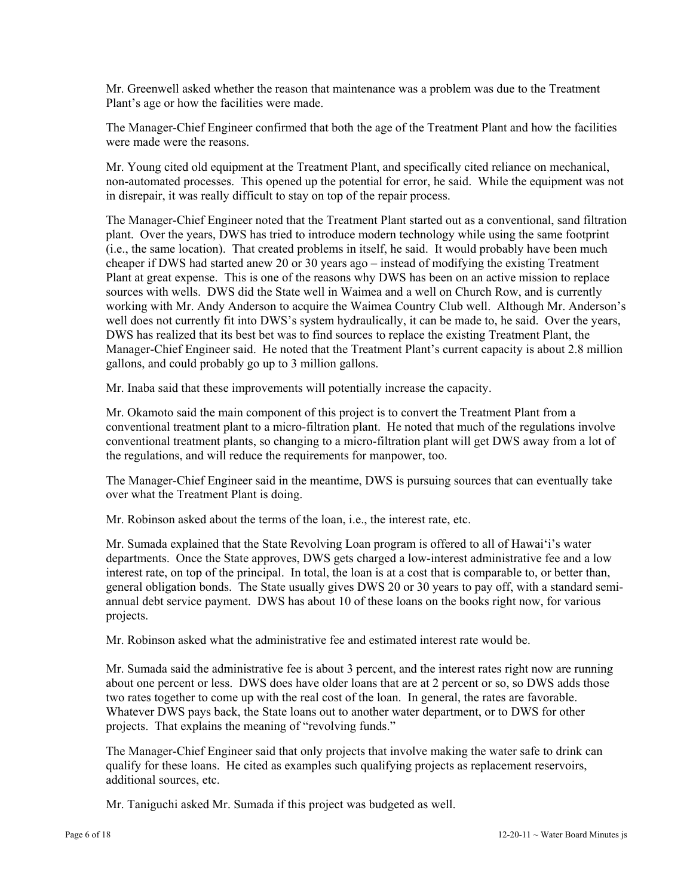Mr. Greenwell asked whether the reason that maintenance was a problem was due to the Treatment Plant's age or how the facilities were made.

The Manager-Chief Engineer confirmed that both the age of the Treatment Plant and how the facilities were made were the reasons.

Mr. Young cited old equipment at the Treatment Plant, and specifically cited reliance on mechanical, non-automated processes. This opened up the potential for error, he said. While the equipment was not in disrepair, it was really difficult to stay on top of the repair process.

The Manager-Chief Engineer noted that the Treatment Plant started out as a conventional, sand filtration plant. Over the years, DWS has tried to introduce modern technology while using the same footprint (i.e., the same location). That created problems in itself, he said. It would probably have been much cheaper if DWS had started anew 20 or 30 years ago – instead of modifying the existing Treatment Plant at great expense. This is one of the reasons why DWS has been on an active mission to replace sources with wells. DWS did the State well in Waimea and a well on Church Row, and is currently working with Mr. Andy Anderson to acquire the Waimea Country Club well. Although Mr. Anderson's well does not currently fit into DWS's system hydraulically, it can be made to, he said. Over the years, DWS has realized that its best bet was to find sources to replace the existing Treatment Plant, the Manager-Chief Engineer said. He noted that the Treatment Plant's current capacity is about 2.8 million gallons, and could probably go up to 3 million gallons.

Mr. Inaba said that these improvements will potentially increase the capacity.

Mr. Okamoto said the main component of this project is to convert the Treatment Plant from a conventional treatment plant to a micro-filtration plant. He noted that much of the regulations involve conventional treatment plants, so changing to a micro-filtration plant will get DWS away from a lot of the regulations, and will reduce the requirements for manpower, too.

The Manager-Chief Engineer said in the meantime, DWS is pursuing sources that can eventually take over what the Treatment Plant is doing.

Mr. Robinson asked about the terms of the loan, i.e., the interest rate, etc.

Mr. Sumada explained that the State Revolving Loan program is offered to all of Hawai'i's water departments. Once the State approves, DWS gets charged a low-interest administrative fee and a low interest rate, on top of the principal. In total, the loan is at a cost that is comparable to, or better than, general obligation bonds. The State usually gives DWS 20 or 30 years to pay off, with a standard semi-annual debt service payment. DWS has about 10 of these loans on the books right now, for various projects.

Mr. Robinson asked what the administrative fee and estimated interest rate would be.

Mr. Sumada said the administrative fee is about 3 percent, and the interest rates right now are running about one percent or less. DWS does have older loans that are at 2 percent or so, so DWS adds those two rates together to come up with the real cost of the loan. In general, the rates are favorable. Whatever DWS pays back, the State loans out to another water department, or to DWS for other projects. That explains the meaning of "revolving funds."

The Manager-Chief Engineer said that only projects that involve making the water safe to drink can qualify for these loans. He cited as examples such qualifying projects as replacement reservoirs, additional sources, etc.

Mr. Taniguchi asked Mr. Sumada if this project was budgeted as well.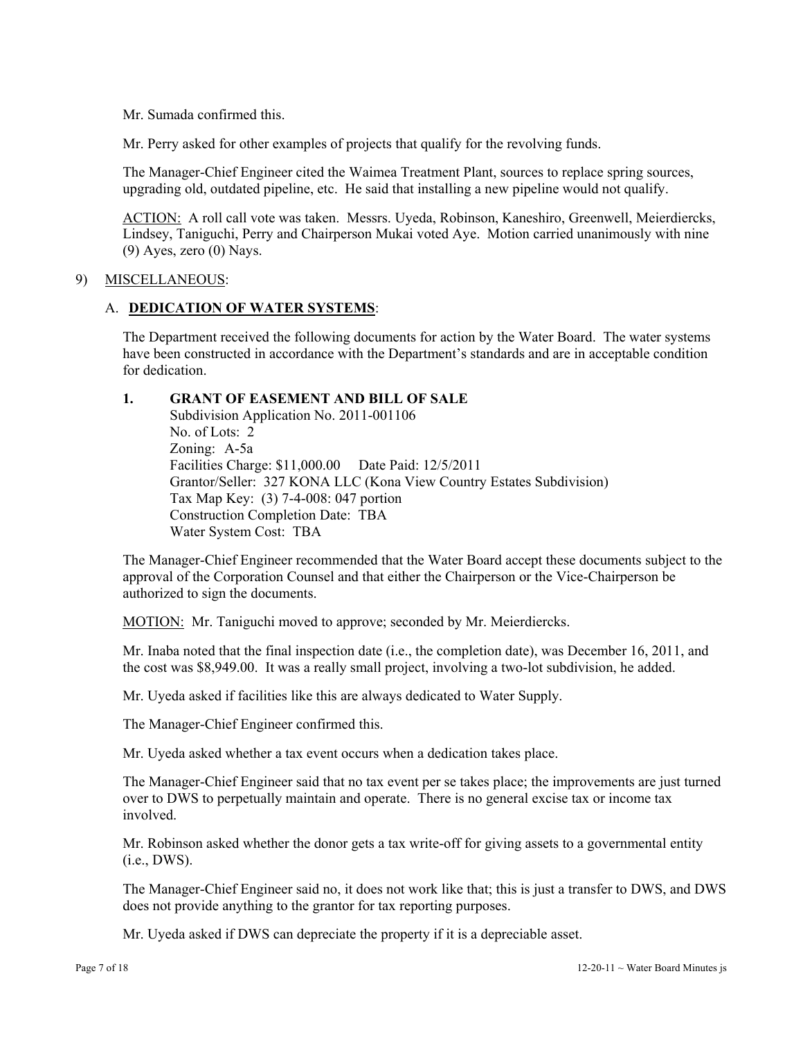Mr. Sumada confirmed this.

Mr. Perry asked for other examples of projects that qualify for the revolving funds.

The Manager-Chief Engineer cited the Waimea Treatment Plant, sources to replace spring sources, upgrading old, outdated pipeline, etc. He said that installing a new pipeline would not qualify.

ACTION: A roll call vote was taken. Messrs. Uyeda, Robinson, Kaneshiro, Greenwell, Meierdiercks, Lindsey, Taniguchi, Perry and Chairperson Mukai voted Aye. Motion carried unanimously with nine (9) Ayes, zero (0) Nays.

9) MISCELLANEOUS:

A. **DEDICATION OF WATER SYSTEMS**:

The Department received the following documents for action by the Water Board. The water systems have been constructed in accordance with the Department's standards and are in acceptable condition for dedication.

**1. GRANT OF EASEMENT AND BILL OF SALE**

Subdivision Application No. 2011-001106
No. of Lots: 2
Zoning: A-5a
Facilities Charge: $11,000.00 Date Paid: 12/5/2011
Grantor/Seller: 327 KONA LLC (Kona View Country Estates Subdivision)
Tax Map Key: (3) 7-4-008: 047 portion
Construction Completion Date: TBA
Water System Cost: TBA

The Manager-Chief Engineer recommended that the Water Board accept these documents subject to the approval of the Corporation Counsel and that either the Chairperson or the Vice-Chairperson be authorized to sign the documents.

MOTION: Mr. Taniguchi moved to approve; seconded by Mr. Meierdiercks.

Mr. Inaba noted that the final inspection date (i.e., the completion date), was December 16, 2011, and the cost was $8,949.00. It was a really small project, involving a two-lot subdivision, he added.

Mr. Uyeda asked if facilities like this are always dedicated to Water Supply.

The Manager-Chief Engineer confirmed this.

Mr. Uyeda asked whether a tax event occurs when a dedication takes place.

The Manager-Chief Engineer said that no tax event per se takes place; the improvements are just turned over to DWS to perpetually maintain and operate. There is no general excise tax or income tax involved.

Mr. Robinson asked whether the donor gets a tax write-off for giving assets to a governmental entity (i.e., DWS).

The Manager-Chief Engineer said no, it does not work like that; this is just a transfer to DWS, and DWS does not provide anything to the grantor for tax reporting purposes.

Mr. Uyeda asked if DWS can depreciate the property if it is a depreciable asset.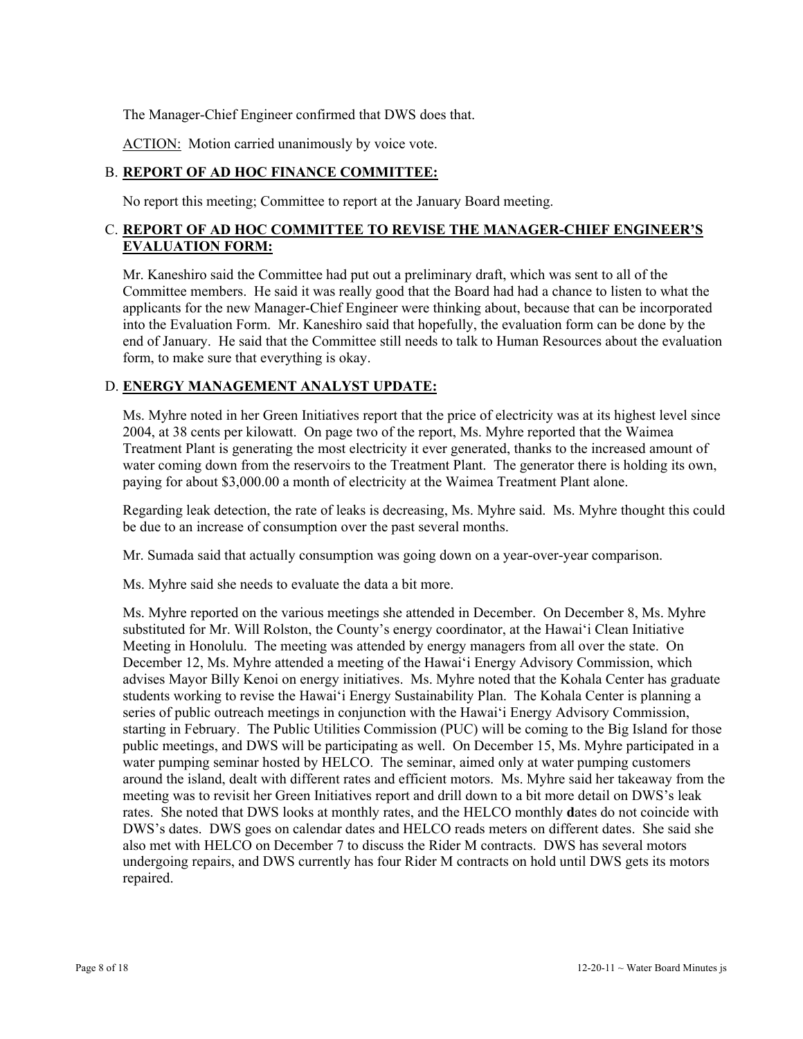The Manager-Chief Engineer confirmed that DWS does that.

ACTION: Motion carried unanimously by voice vote.

B. **REPORT OF AD HOC FINANCE COMMITTEE:**

No report this meeting; Committee to report at the January Board meeting.

C. **REPORT OF AD HOC COMMITTEE TO REVISE THE MANAGER-CHIEF ENGINEER'S EVALUATION FORM:**

Mr. Kaneshiro said the Committee had put out a preliminary draft, which was sent to all of the Committee members. He said it was really good that the Board had had a chance to listen to what the applicants for the new Manager-Chief Engineer were thinking about, because that can be incorporated into the Evaluation Form. Mr. Kaneshiro said that hopefully, the evaluation form can be done by the end of January. He said that the Committee still needs to talk to Human Resources about the evaluation form, to make sure that everything is okay.

D. **ENERGY MANAGEMENT ANALYST UPDATE:**

Ms. Myhre noted in her Green Initiatives report that the price of electricity was at its highest level since 2004, at 38 cents per kilowatt. On page two of the report, Ms. Myhre reported that the Waimea Treatment Plant is generating the most electricity it ever generated, thanks to the increased amount of water coming down from the reservoirs to the Treatment Plant. The generator there is holding its own, paying for about $3,000.00 a month of electricity at the Waimea Treatment Plant alone.

Regarding leak detection, the rate of leaks is decreasing, Ms. Myhre said. Ms. Myhre thought this could be due to an increase of consumption over the past several months.

Mr. Sumada said that actually consumption was going down on a year-over-year comparison.

Ms. Myhre said she needs to evaluate the data a bit more.

Ms. Myhre reported on the various meetings she attended in December. On December 8, Ms. Myhre substituted for Mr. Will Rolston, the County's energy coordinator, at the Hawai'i Clean Initiative Meeting in Honolulu. The meeting was attended by energy managers from all over the state. On December 12, Ms. Myhre attended a meeting of the Hawai'i Energy Advisory Commission, which advises Mayor Billy Kenoi on energy initiatives. Ms. Myhre noted that the Kohala Center has graduate students working to revise the Hawai'i Energy Sustainability Plan. The Kohala Center is planning a series of public outreach meetings in conjunction with the Hawai'i Energy Advisory Commission, starting in February. The Public Utilities Commission (PUC) will be coming to the Big Island for those public meetings, and DWS will be participating as well. On December 15, Ms. Myhre participated in a water pumping seminar hosted by HELCO. The seminar, aimed only at water pumping customers around the island, dealt with different rates and efficient motors. Ms. Myhre said her takeaway from the meeting was to revisit her Green Initiatives report and drill down to a bit more detail on DWS's leak rates. She noted that DWS looks at monthly rates, and the HELCO monthly dates do not coincide with DWS's dates. DWS goes on calendar dates and HELCO reads meters on different dates. She said she also met with HELCO on December 7 to discuss the Rider M contracts. DWS has several motors undergoing repairs, and DWS currently has four Rider M contracts on hold until DWS gets its motors repaired.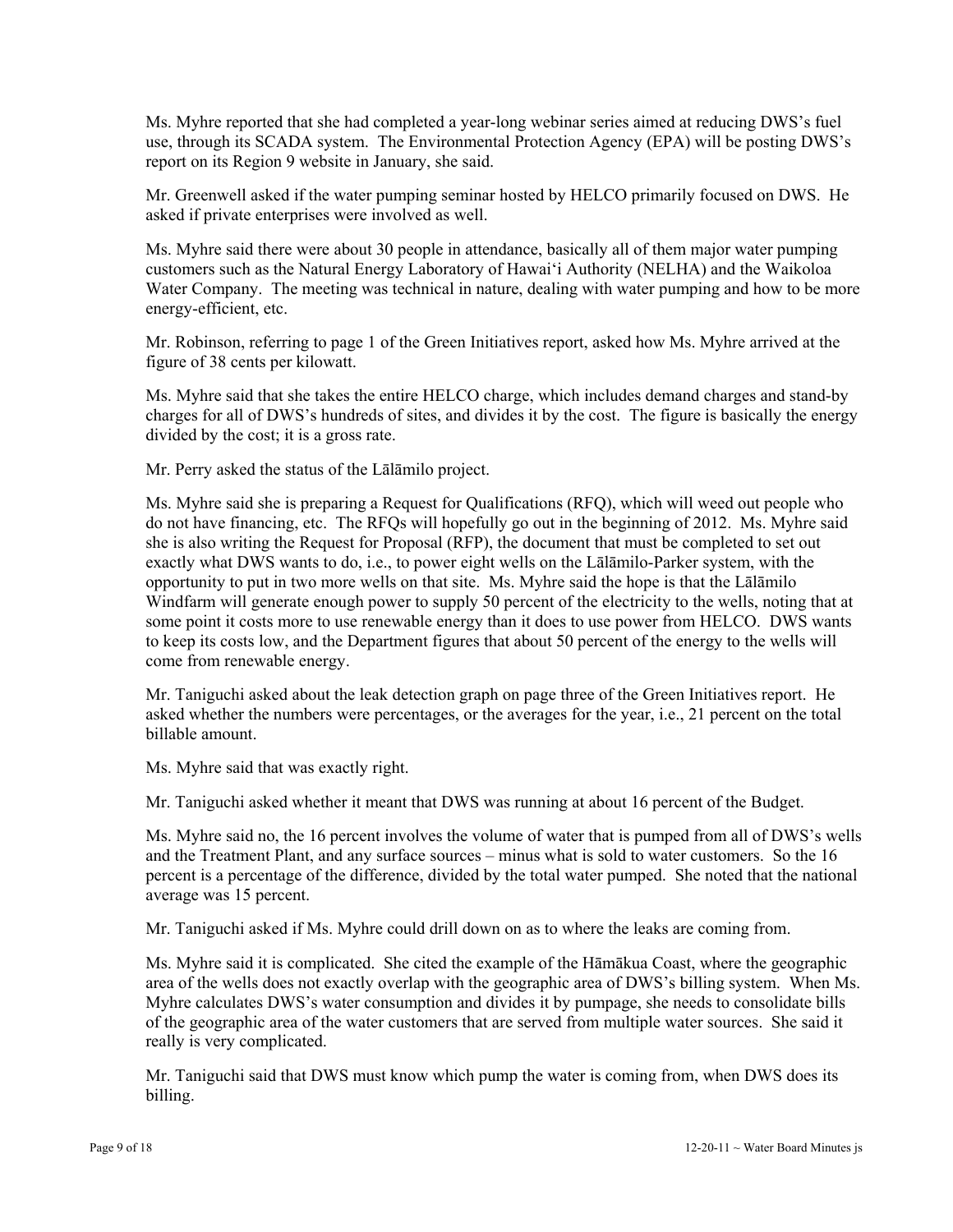Ms. Myhre reported that she had completed a year-long webinar series aimed at reducing DWS's fuel use, through its SCADA system. The Environmental Protection Agency (EPA) will be posting DWS's report on its Region 9 website in January, she said.

Mr. Greenwell asked if the water pumping seminar hosted by HELCO primarily focused on DWS. He asked if private enterprises were involved as well.

Ms. Myhre said there were about 30 people in attendance, basically all of them major water pumping customers such as the Natural Energy Laboratory of Hawaiʻi Authority (NELHA) and the Waikoloa Water Company. The meeting was technical in nature, dealing with water pumping and how to be more energy-efficient, etc.

Mr. Robinson, referring to page 1 of the Green Initiatives report, asked how Ms. Myhre arrived at the figure of 38 cents per kilowatt.

Ms. Myhre said that she takes the entire HELCO charge, which includes demand charges and stand-by charges for all of DWS's hundreds of sites, and divides it by the cost. The figure is basically the energy divided by the cost; it is a gross rate.

Mr. Perry asked the status of the Lālāmilo project.

Ms. Myhre said she is preparing a Request for Qualifications (RFQ), which will weed out people who do not have financing, etc. The RFQs will hopefully go out in the beginning of 2012. Ms. Myhre said she is also writing the Request for Proposal (RFP), the document that must be completed to set out exactly what DWS wants to do, i.e., to power eight wells on the Lālāmilo-Parker system, with the opportunity to put in two more wells on that site. Ms. Myhre said the hope is that the Lālāmilo Windfarm will generate enough power to supply 50 percent of the electricity to the wells, noting that at some point it costs more to use renewable energy than it does to use power from HELCO. DWS wants to keep its costs low, and the Department figures that about 50 percent of the energy to the wells will come from renewable energy.

Mr. Taniguchi asked about the leak detection graph on page three of the Green Initiatives report. He asked whether the numbers were percentages, or the averages for the year, i.e., 21 percent on the total billable amount.

Ms. Myhre said that was exactly right.

Mr. Taniguchi asked whether it meant that DWS was running at about 16 percent of the Budget.

Ms. Myhre said no, the 16 percent involves the volume of water that is pumped from all of DWS's wells and the Treatment Plant, and any surface sources – minus what is sold to water customers. So the 16 percent is a percentage of the difference, divided by the total water pumped. She noted that the national average was 15 percent.

Mr. Taniguchi asked if Ms. Myhre could drill down on as to where the leaks are coming from.

Ms. Myhre said it is complicated. She cited the example of the Hāmākua Coast, where the geographic area of the wells does not exactly overlap with the geographic area of DWS's billing system. When Ms. Myhre calculates DWS's water consumption and divides it by pumpage, she needs to consolidate bills of the geographic area of the water customers that are served from multiple water sources. She said it really is very complicated.

Mr. Taniguchi said that DWS must know which pump the water is coming from, when DWS does its billing.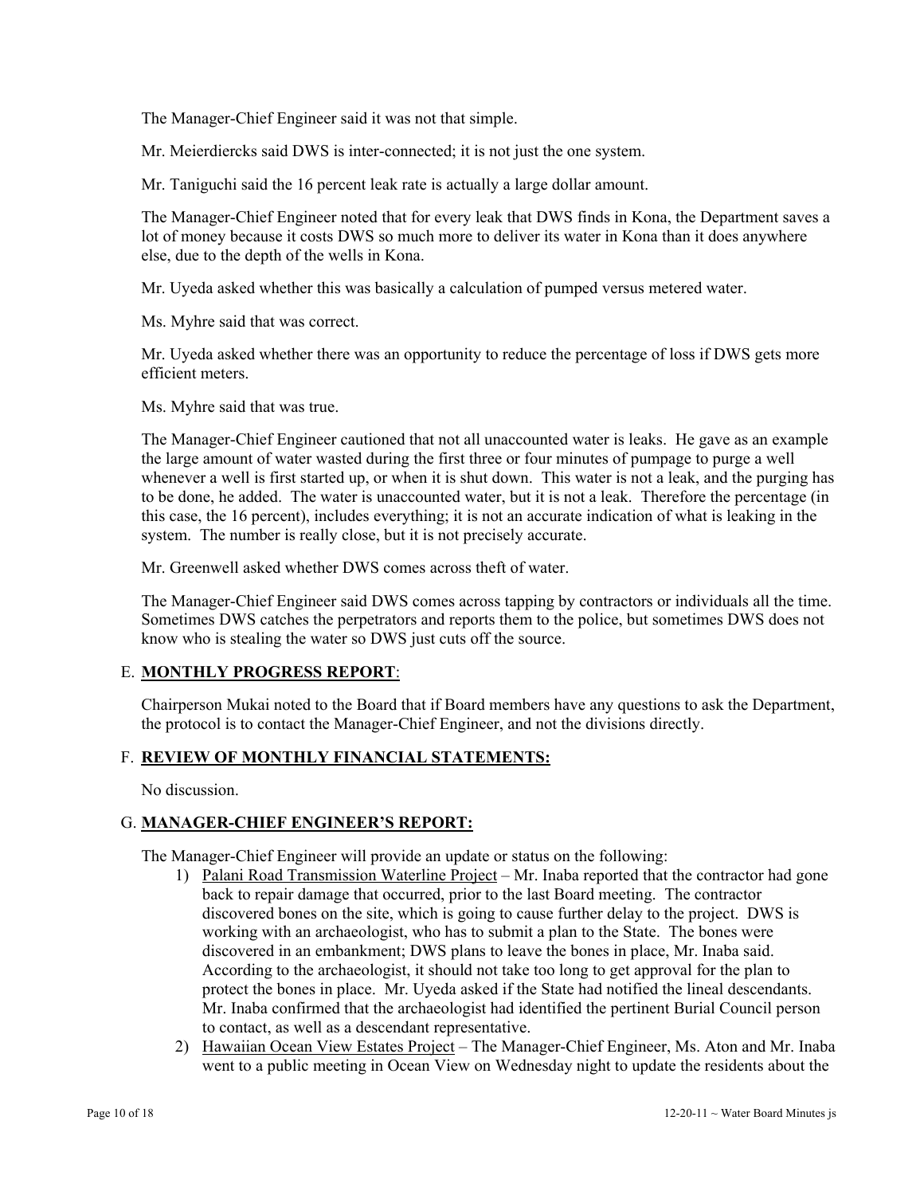The Manager-Chief Engineer said it was not that simple.

Mr. Meierdiercks said DWS is inter-connected; it is not just the one system.

Mr. Taniguchi said the 16 percent leak rate is actually a large dollar amount.

The Manager-Chief Engineer noted that for every leak that DWS finds in Kona, the Department saves a lot of money because it costs DWS so much more to deliver its water in Kona than it does anywhere else, due to the depth of the wells in Kona.

Mr. Uyeda asked whether this was basically a calculation of pumped versus metered water.

Ms. Myhre said that was correct.

Mr. Uyeda asked whether there was an opportunity to reduce the percentage of loss if DWS gets more efficient meters.

Ms. Myhre said that was true.

The Manager-Chief Engineer cautioned that not all unaccounted water is leaks. He gave as an example the large amount of water wasted during the first three or four minutes of pumpage to purge a well whenever a well is first started up, or when it is shut down. This water is not a leak, and the purging has to be done, he added. The water is unaccounted water, but it is not a leak. Therefore the percentage (in this case, the 16 percent), includes everything; it is not an accurate indication of what is leaking in the system. The number is really close, but it is not precisely accurate.

Mr. Greenwell asked whether DWS comes across theft of water.

The Manager-Chief Engineer said DWS comes across tapping by contractors or individuals all the time. Sometimes DWS catches the perpetrators and reports them to the police, but sometimes DWS does not know who is stealing the water so DWS just cuts off the source.

## E. **MONTHLY PROGRESS REPORT**:

Chairperson Mukai noted to the Board that if Board members have any questions to ask the Department, the protocol is to contact the Manager-Chief Engineer, and not the divisions directly.

## F. **REVIEW OF MONTHLY FINANCIAL STATEMENTS:**

No discussion.

## G. **MANAGER-CHIEF ENGINEER'S REPORT:**

The Manager-Chief Engineer will provide an update or status on the following:

1) Palani Road Transmission Waterline Project – Mr. Inaba reported that the contractor had gone back to repair damage that occurred, prior to the last Board meeting. The contractor discovered bones on the site, which is going to cause further delay to the project. DWS is working with an archaeologist, who has to submit a plan to the State. The bones were discovered in an embankment; DWS plans to leave the bones in place, Mr. Inaba said. According to the archaeologist, it should not take too long to get approval for the plan to protect the bones in place. Mr. Uyeda asked if the State had notified the lineal descendants. Mr. Inaba confirmed that the archaeologist had identified the pertinent Burial Council person to contact, as well as a descendant representative.
2) Hawaiian Ocean View Estates Project – The Manager-Chief Engineer, Ms. Aton and Mr. Inaba went to a public meeting in Ocean View on Wednesday night to update the residents about the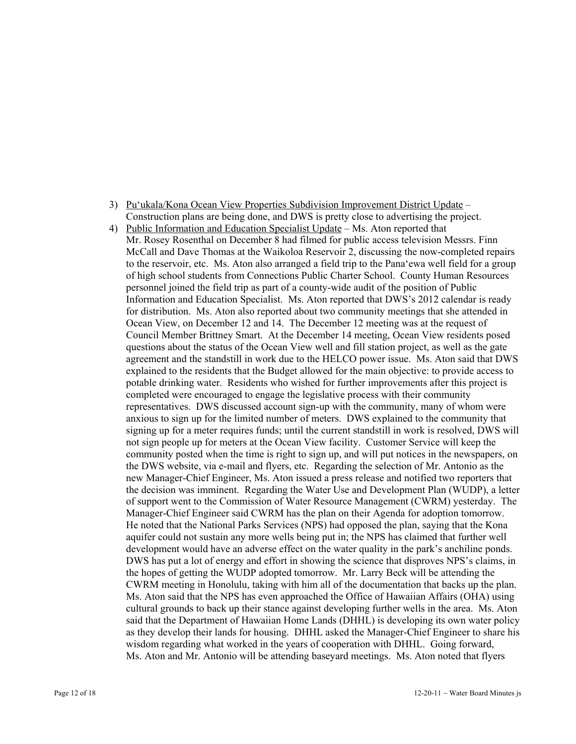3) <u>Pu'ukala/Kona Ocean View Properties Subdivision Improvement District Update</u> – Construction plans are being done, and DWS is pretty close to advertising the project.

4) <u>Public Information and Education Specialist Update</u> – Ms. Aton reported that Mr. Rosey Rosenthal on December 8 had filmed for public access television Messrs. Finn McCall and Dave Thomas at the Waikoloa Reservoir 2, discussing the now-completed repairs to the reservoir, etc. Ms. Aton also arranged a field trip to the Pana'ewa well field for a group of high school students from Connections Public Charter School. County Human Resources personnel joined the field trip as part of a county-wide audit of the position of Public Information and Education Specialist. Ms. Aton reported that DWS's 2012 calendar is ready for distribution. Ms. Aton also reported about two community meetings that she attended in Ocean View, on December 12 and 14. The December 12 meeting was at the request of Council Member Brittney Smart. At the December 14 meeting, Ocean View residents posed questions about the status of the Ocean View well and fill station project, as well as the gate agreement and the standstill in work due to the HELCO power issue. Ms. Aton said that DWS explained to the residents that the Budget allowed for the main objective: to provide access to potable drinking water. Residents who wished for further improvements after this project is completed were encouraged to engage the legislative process with their community representatives. DWS discussed account sign-up with the community, many of whom were anxious to sign up for the limited number of meters. DWS explained to the community that signing up for a meter requires funds; until the current standstill in work is resolved, DWS will not sign people up for meters at the Ocean View facility. Customer Service will keep the community posted when the time is right to sign up, and will put notices in the newspapers, on the DWS website, via e-mail and flyers, etc. Regarding the selection of Mr. Antonio as the new Manager-Chief Engineer, Ms. Aton issued a press release and notified two reporters that the decision was imminent. Regarding the Water Use and Development Plan (WUDP), a letter of support went to the Commission of Water Resource Management (CWRM) yesterday. The Manager-Chief Engineer said CWRM has the plan on their Agenda for adoption tomorrow. He noted that the National Parks Services (NPS) had opposed the plan, saying that the Kona aquifer could not sustain any more wells being put in; the NPS has claimed that further well development would have an adverse effect on the water quality in the park's anchiline ponds. DWS has put a lot of energy and effort in showing the science that disproves NPS's claims, in the hopes of getting the WUDP adopted tomorrow. Mr. Larry Beck will be attending the CWRM meeting in Honolulu, taking with him all of the documentation that backs up the plan. Ms. Aton said that the NPS has even approached the Office of Hawaiian Affairs (OHA) using cultural grounds to back up their stance against developing further wells in the area. Ms. Aton said that the Department of Hawaiian Home Lands (DHHL) is developing its own water policy as they develop their lands for housing. DHHL asked the Manager-Chief Engineer to share his wisdom regarding what worked in the years of cooperation with DHHL. Going forward, Ms. Aton and Mr. Antonio will be attending baseyard meetings. Ms. Aton noted that flyers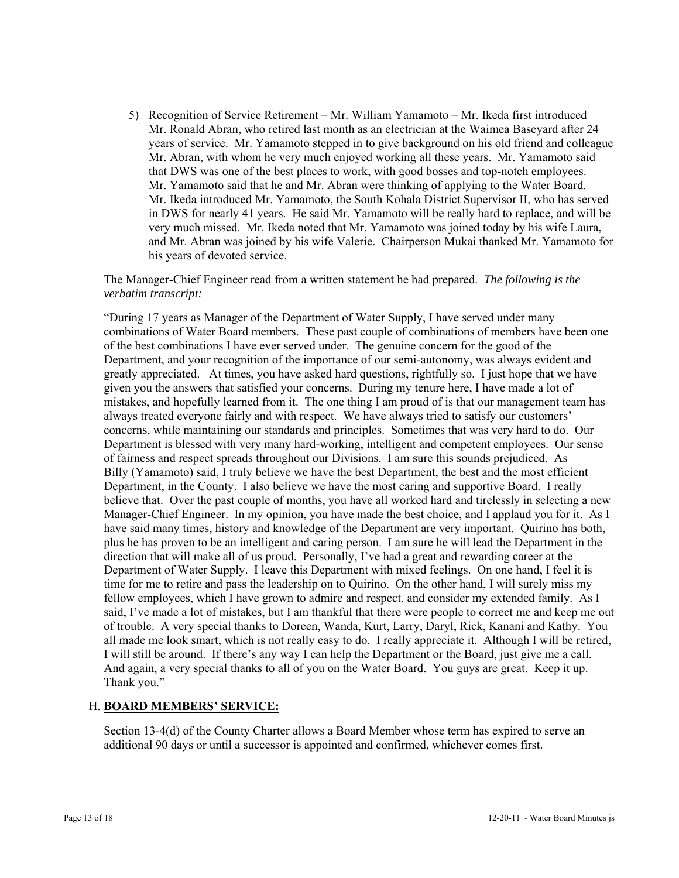5) Recognition of Service Retirement – Mr. William Yamamoto – Mr. Ikeda first introduced Mr. Ronald Abran, who retired last month as an electrician at the Waimea Baseyard after 24 years of service. Mr. Yamamoto stepped in to give background on his old friend and colleague Mr. Abran, with whom he very much enjoyed working all these years. Mr. Yamamoto said that DWS was one of the best places to work, with good bosses and top-notch employees. Mr. Yamamoto said that he and Mr. Abran were thinking of applying to the Water Board. Mr. Ikeda introduced Mr. Yamamoto, the South Kohala District Supervisor II, who has served in DWS for nearly 41 years. He said Mr. Yamamoto will be really hard to replace, and will be very much missed. Mr. Ikeda noted that Mr. Yamamoto was joined today by his wife Laura, and Mr. Abran was joined by his wife Valerie. Chairperson Mukai thanked Mr. Yamamoto for his years of devoted service.

The Manager-Chief Engineer read from a written statement he had prepared. *The following is the verbatim transcript:*

"During 17 years as Manager of the Department of Water Supply, I have served under many combinations of Water Board members. These past couple of combinations of members have been one of the best combinations I have ever served under. The genuine concern for the good of the Department, and your recognition of the importance of our semi-autonomy, was always evident and greatly appreciated. At times, you have asked hard questions, rightfully so. I just hope that we have given you the answers that satisfied your concerns. During my tenure here, I have made a lot of mistakes, and hopefully learned from it. The one thing I am proud of is that our management team has always treated everyone fairly and with respect. We have always tried to satisfy our customers' concerns, while maintaining our standards and principles. Sometimes that was very hard to do. Our Department is blessed with very many hard-working, intelligent and competent employees. Our sense of fairness and respect spreads throughout our Divisions. I am sure this sounds prejudiced. As Billy (Yamamoto) said, I truly believe we have the best Department, the best and the most efficient Department, in the County. I also believe we have the most caring and supportive Board. I really believe that. Over the past couple of months, you have all worked hard and tirelessly in selecting a new Manager-Chief Engineer. In my opinion, you have made the best choice, and I applaud you for it. As I have said many times, history and knowledge of the Department are very important. Quirino has both, plus he has proven to be an intelligent and caring person. I am sure he will lead the Department in the direction that will make all of us proud. Personally, I've had a great and rewarding career at the Department of Water Supply. I leave this Department with mixed feelings. On one hand, I feel it is time for me to retire and pass the leadership on to Quirino. On the other hand, I will surely miss my fellow employees, which I have grown to admire and respect, and consider my extended family. As I said, I've made a lot of mistakes, but I am thankful that there were people to correct me and keep me out of trouble. A very special thanks to Doreen, Wanda, Kurt, Larry, Daryl, Rick, Kanani and Kathy. You all made me look smart, which is not really easy to do. I really appreciate it. Although I will be retired, I will still be around. If there's any way I can help the Department or the Board, just give me a call. And again, a very special thanks to all of you on the Water Board. You guys are great. Keep it up. Thank you."

## H. BOARD MEMBERS' SERVICE:

Section 13-4(d) of the County Charter allows a Board Member whose term has expired to serve an additional 90 days or until a successor is appointed and confirmed, whichever comes first.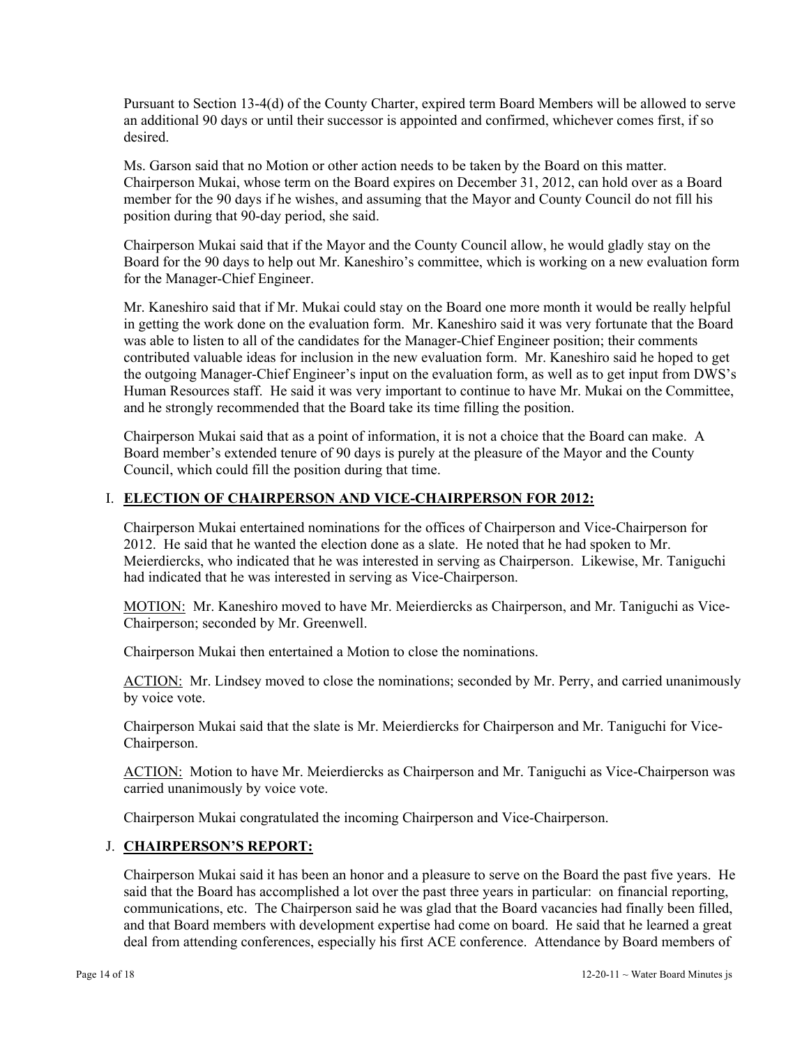Pursuant to Section 13-4(d) of the County Charter, expired term Board Members will be allowed to serve an additional 90 days or until their successor is appointed and confirmed, whichever comes first, if so desired.

Ms. Garson said that no Motion or other action needs to be taken by the Board on this matter. Chairperson Mukai, whose term on the Board expires on December 31, 2012, can hold over as a Board member for the 90 days if he wishes, and assuming that the Mayor and County Council do not fill his position during that 90-day period, she said.

Chairperson Mukai said that if the Mayor and the County Council allow, he would gladly stay on the Board for the 90 days to help out Mr. Kaneshiro's committee, which is working on a new evaluation form for the Manager-Chief Engineer.

Mr. Kaneshiro said that if Mr. Mukai could stay on the Board one more month it would be really helpful in getting the work done on the evaluation form. Mr. Kaneshiro said it was very fortunate that the Board was able to listen to all of the candidates for the Manager-Chief Engineer position; their comments contributed valuable ideas for inclusion in the new evaluation form. Mr. Kaneshiro said he hoped to get the outgoing Manager-Chief Engineer's input on the evaluation form, as well as to get input from DWS's Human Resources staff. He said it was very important to continue to have Mr. Mukai on the Committee, and he strongly recommended that the Board take its time filling the position.

Chairperson Mukai said that as a point of information, it is not a choice that the Board can make. A Board member's extended tenure of 90 days is purely at the pleasure of the Mayor and the County Council, which could fill the position during that time.

## I. ELECTION OF CHAIRPERSON AND VICE-CHAIRPERSON FOR 2012:

Chairperson Mukai entertained nominations for the offices of Chairperson and Vice-Chairperson for 2012. He said that he wanted the election done as a slate. He noted that he had spoken to Mr. Meierdiercks, who indicated that he was interested in serving as Chairperson. Likewise, Mr. Taniguchi had indicated that he was interested in serving as Vice-Chairperson.

MOTION: Mr. Kaneshiro moved to have Mr. Meierdiercks as Chairperson, and Mr. Taniguchi as Vice-Chairperson; seconded by Mr. Greenwell.

Chairperson Mukai then entertained a Motion to close the nominations.

ACTION: Mr. Lindsey moved to close the nominations; seconded by Mr. Perry, and carried unanimously by voice vote.

Chairperson Mukai said that the slate is Mr. Meierdiercks for Chairperson and Mr. Taniguchi for Vice-Chairperson.

ACTION: Motion to have Mr. Meierdiercks as Chairperson and Mr. Taniguchi as Vice-Chairperson was carried unanimously by voice vote.

Chairperson Mukai congratulated the incoming Chairperson and Vice-Chairperson.

## J. CHAIRPERSON'S REPORT:

Chairperson Mukai said it has been an honor and a pleasure to serve on the Board the past five years. He said that the Board has accomplished a lot over the past three years in particular: on financial reporting, communications, etc. The Chairperson said he was glad that the Board vacancies had finally been filled, and that Board members with development expertise had come on board. He said that he learned a great deal from attending conferences, especially his first ACE conference. Attendance by Board members of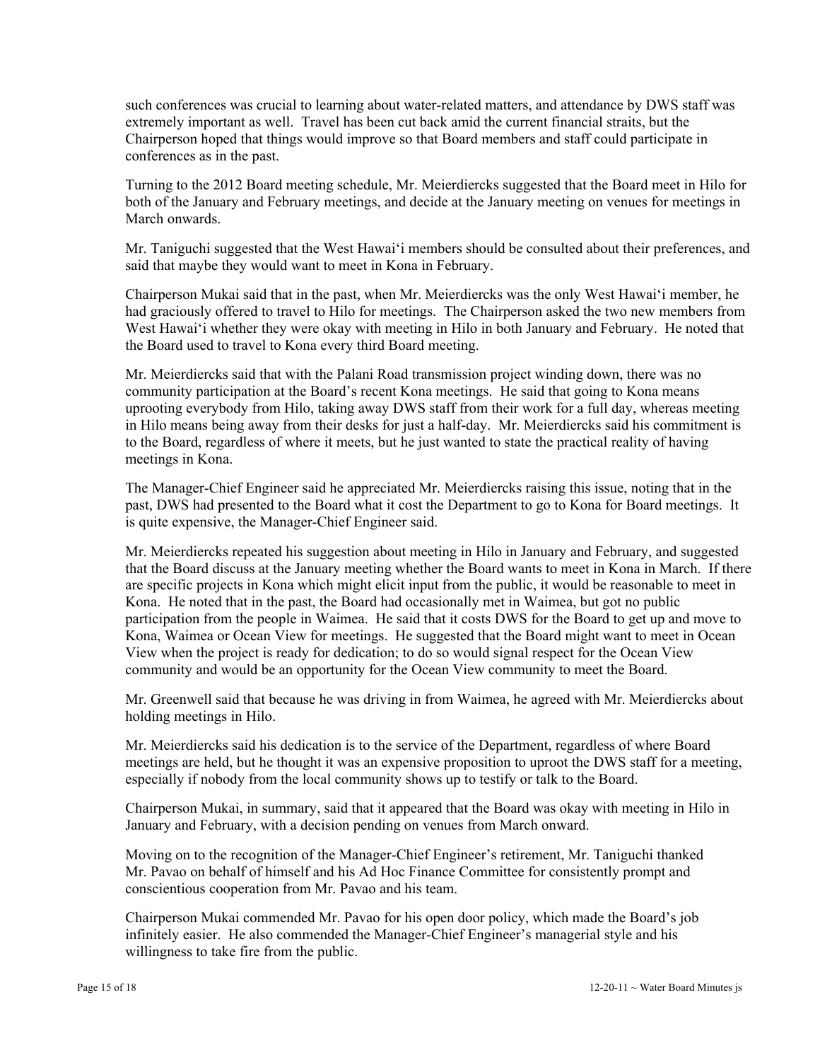such conferences was crucial to learning about water-related matters, and attendance by DWS staff was extremely important as well. Travel has been cut back amid the current financial straits, but the Chairperson hoped that things would improve so that Board members and staff could participate in conferences as in the past.

Turning to the 2012 Board meeting schedule, Mr. Meierdiercks suggested that the Board meet in Hilo for both of the January and February meetings, and decide at the January meeting on venues for meetings in March onwards.

Mr. Taniguchi suggested that the West Hawai‘i members should be consulted about their preferences, and said that maybe they would want to meet in Kona in February.

Chairperson Mukai said that in the past, when Mr. Meierdiercks was the only West Hawai‘i member, he had graciously offered to travel to Hilo for meetings. The Chairperson asked the two new members from West Hawai‘i whether they were okay with meeting in Hilo in both January and February. He noted that the Board used to travel to Kona every third Board meeting.

Mr. Meierdiercks said that with the Palani Road transmission project winding down, there was no community participation at the Board's recent Kona meetings. He said that going to Kona means uprooting everybody from Hilo, taking away DWS staff from their work for a full day, whereas meeting in Hilo means being away from their desks for just a half-day. Mr. Meierdiercks said his commitment is to the Board, regardless of where it meets, but he just wanted to state the practical reality of having meetings in Kona.

The Manager-Chief Engineer said he appreciated Mr. Meierdiercks raising this issue, noting that in the past, DWS had presented to the Board what it cost the Department to go to Kona for Board meetings. It is quite expensive, the Manager-Chief Engineer said.

Mr. Meierdiercks repeated his suggestion about meeting in Hilo in January and February, and suggested that the Board discuss at the January meeting whether the Board wants to meet in Kona in March. If there are specific projects in Kona which might elicit input from the public, it would be reasonable to meet in Kona. He noted that in the past, the Board had occasionally met in Waimea, but got no public participation from the people in Waimea. He said that it costs DWS for the Board to get up and move to Kona, Waimea or Ocean View for meetings. He suggested that the Board might want to meet in Ocean View when the project is ready for dedication; to do so would signal respect for the Ocean View community and would be an opportunity for the Ocean View community to meet the Board.

Mr. Greenwell said that because he was driving in from Waimea, he agreed with Mr. Meierdiercks about holding meetings in Hilo.

Mr. Meierdiercks said his dedication is to the service of the Department, regardless of where Board meetings are held, but he thought it was an expensive proposition to uproot the DWS staff for a meeting, especially if nobody from the local community shows up to testify or talk to the Board.

Chairperson Mukai, in summary, said that it appeared that the Board was okay with meeting in Hilo in January and February, with a decision pending on venues from March onward.

Moving on to the recognition of the Manager-Chief Engineer's retirement, Mr. Taniguchi thanked Mr. Pavao on behalf of himself and his Ad Hoc Finance Committee for consistently prompt and conscientious cooperation from Mr. Pavao and his team.

Chairperson Mukai commended Mr. Pavao for his open door policy, which made the Board's job infinitely easier. He also commended the Manager-Chief Engineer's managerial style and his willingness to take fire from the public.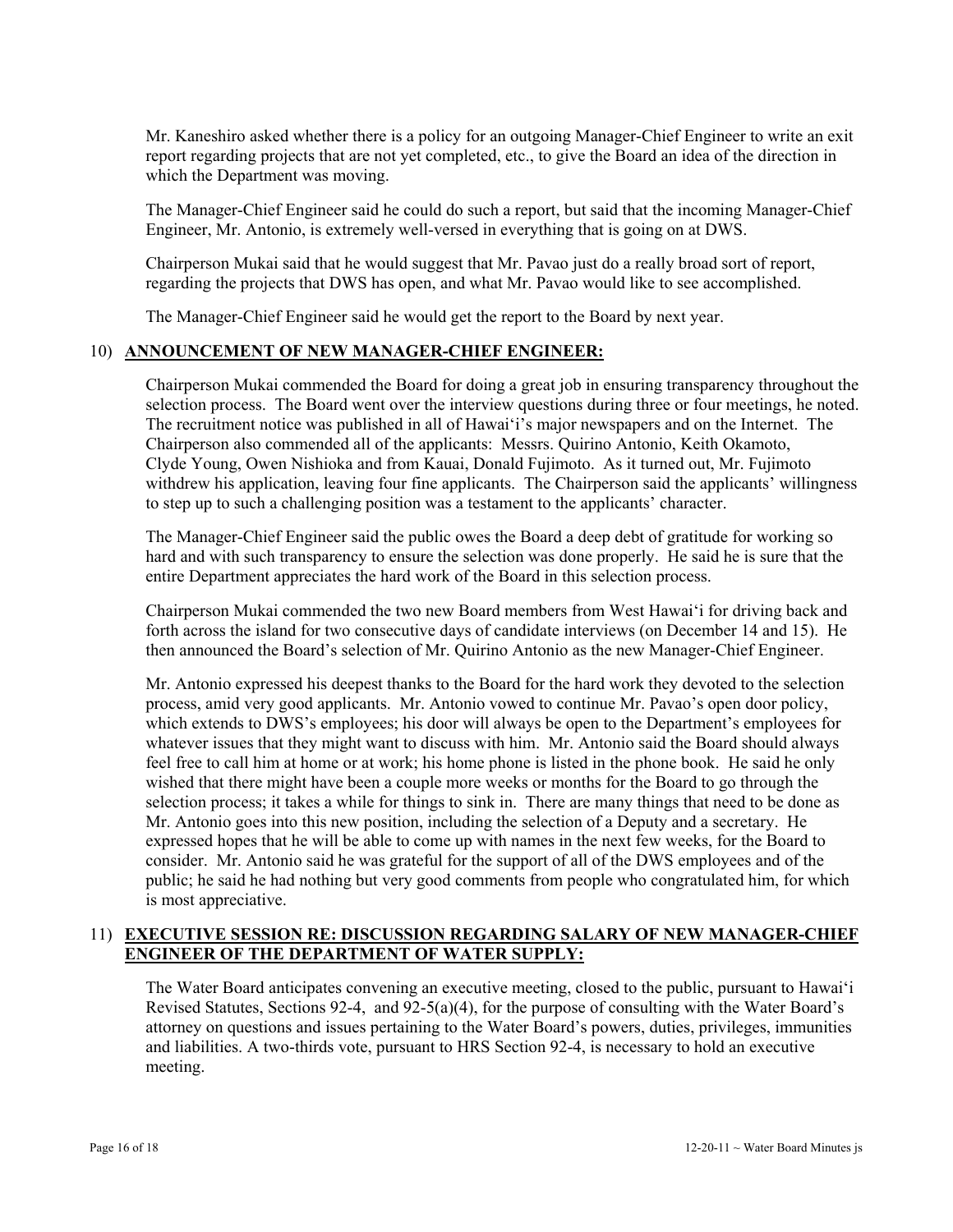Mr. Kaneshiro asked whether there is a policy for an outgoing Manager-Chief Engineer to write an exit report regarding projects that are not yet completed, etc., to give the Board an idea of the direction in which the Department was moving.

The Manager-Chief Engineer said he could do such a report, but said that the incoming Manager-Chief Engineer, Mr. Antonio, is extremely well-versed in everything that is going on at DWS.

Chairperson Mukai said that he would suggest that Mr. Pavao just do a really broad sort of report, regarding the projects that DWS has open, and what Mr. Pavao would like to see accomplished.

The Manager-Chief Engineer said he would get the report to the Board by next year.

10) **ANNOUNCEMENT OF NEW MANAGER-CHIEF ENGINEER:**

Chairperson Mukai commended the Board for doing a great job in ensuring transparency throughout the selection process. The Board went over the interview questions during three or four meetings, he noted. The recruitment notice was published in all of Hawai'i's major newspapers and on the Internet. The Chairperson also commended all of the applicants: Messrs. Quirino Antonio, Keith Okamoto, Clyde Young, Owen Nishioka and from Kauai, Donald Fujimoto. As it turned out, Mr. Fujimoto withdrew his application, leaving four fine applicants. The Chairperson said the applicants' willingness to step up to such a challenging position was a testament to the applicants' character.

The Manager-Chief Engineer said the public owes the Board a deep debt of gratitude for working so hard and with such transparency to ensure the selection was done properly. He said he is sure that the entire Department appreciates the hard work of the Board in this selection process.

Chairperson Mukai commended the two new Board members from West Hawai'i for driving back and forth across the island for two consecutive days of candidate interviews (on December 14 and 15). He then announced the Board's selection of Mr. Quirino Antonio as the new Manager-Chief Engineer.

Mr. Antonio expressed his deepest thanks to the Board for the hard work they devoted to the selection process, amid very good applicants. Mr. Antonio vowed to continue Mr. Pavao's open door policy, which extends to DWS's employees; his door will always be open to the Department's employees for whatever issues that they might want to discuss with him. Mr. Antonio said the Board should always feel free to call him at home or at work; his home phone is listed in the phone book. He said he only wished that there might have been a couple more weeks or months for the Board to go through the selection process; it takes a while for things to sink in. There are many things that need to be done as Mr. Antonio goes into this new position, including the selection of a Deputy and a secretary. He expressed hopes that he will be able to come up with names in the next few weeks, for the Board to consider. Mr. Antonio said he was grateful for the support of all of the DWS employees and of the public; he said he had nothing but very good comments from people who congratulated him, for which is most appreciative.

11) **EXECUTIVE SESSION RE: DISCUSSION REGARDING SALARY OF NEW MANAGER-CHIEF ENGINEER OF THE DEPARTMENT OF WATER SUPPLY:**

The Water Board anticipates convening an executive meeting, closed to the public, pursuant to Hawai'i Revised Statutes, Sections 92-4, and 92-5(a)(4), for the purpose of consulting with the Water Board's attorney on questions and issues pertaining to the Water Board's powers, duties, privileges, immunities and liabilities. A two-thirds vote, pursuant to HRS Section 92-4, is necessary to hold an executive meeting.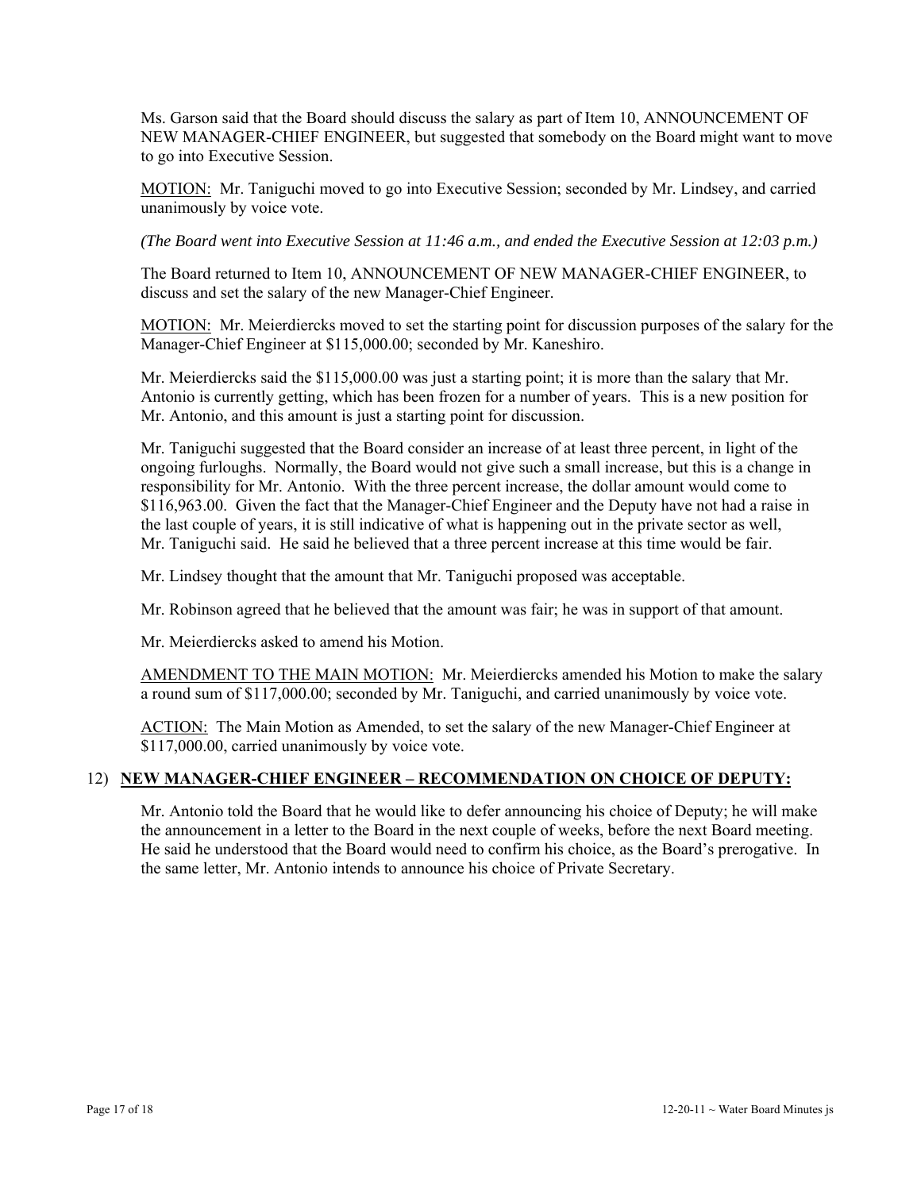Ms. Garson said that the Board should discuss the salary as part of Item 10, ANNOUNCEMENT OF NEW MANAGER-CHIEF ENGINEER, but suggested that somebody on the Board might want to move to go into Executive Session.

MOTION: Mr. Taniguchi moved to go into Executive Session; seconded by Mr. Lindsey, and carried unanimously by voice vote.

*(The Board went into Executive Session at 11:46 a.m., and ended the Executive Session at 12:03 p.m.)*

The Board returned to Item 10, ANNOUNCEMENT OF NEW MANAGER-CHIEF ENGINEER, to discuss and set the salary of the new Manager-Chief Engineer.

MOTION: Mr. Meierdiercks moved to set the starting point for discussion purposes of the salary for the Manager-Chief Engineer at $115,000.00; seconded by Mr. Kaneshiro.

Mr. Meierdiercks said the $115,000.00 was just a starting point; it is more than the salary that Mr. Antonio is currently getting, which has been frozen for a number of years. This is a new position for Mr. Antonio, and this amount is just a starting point for discussion.

Mr. Taniguchi suggested that the Board consider an increase of at least three percent, in light of the ongoing furloughs. Normally, the Board would not give such a small increase, but this is a change in responsibility for Mr. Antonio. With the three percent increase, the dollar amount would come to $116,963.00. Given the fact that the Manager-Chief Engineer and the Deputy have not had a raise in the last couple of years, it is still indicative of what is happening out in the private sector as well, Mr. Taniguchi said. He said he believed that a three percent increase at this time would be fair.

Mr. Lindsey thought that the amount that Mr. Taniguchi proposed was acceptable.

Mr. Robinson agreed that he believed that the amount was fair; he was in support of that amount.

Mr. Meierdiercks asked to amend his Motion.

AMENDMENT TO THE MAIN MOTION: Mr. Meierdiercks amended his Motion to make the salary a round sum of $117,000.00; seconded by Mr. Taniguchi, and carried unanimously by voice vote.

ACTION: The Main Motion as Amended, to set the salary of the new Manager-Chief Engineer at $117,000.00, carried unanimously by voice vote.

## 12) **NEW MANAGER-CHIEF ENGINEER – RECOMMENDATION ON CHOICE OF DEPUTY:**

Mr. Antonio told the Board that he would like to defer announcing his choice of Deputy; he will make the announcement in a letter to the Board in the next couple of weeks, before the next Board meeting. He said he understood that the Board would need to confirm his choice, as the Board's prerogative. In the same letter, Mr. Antonio intends to announce his choice of Private Secretary.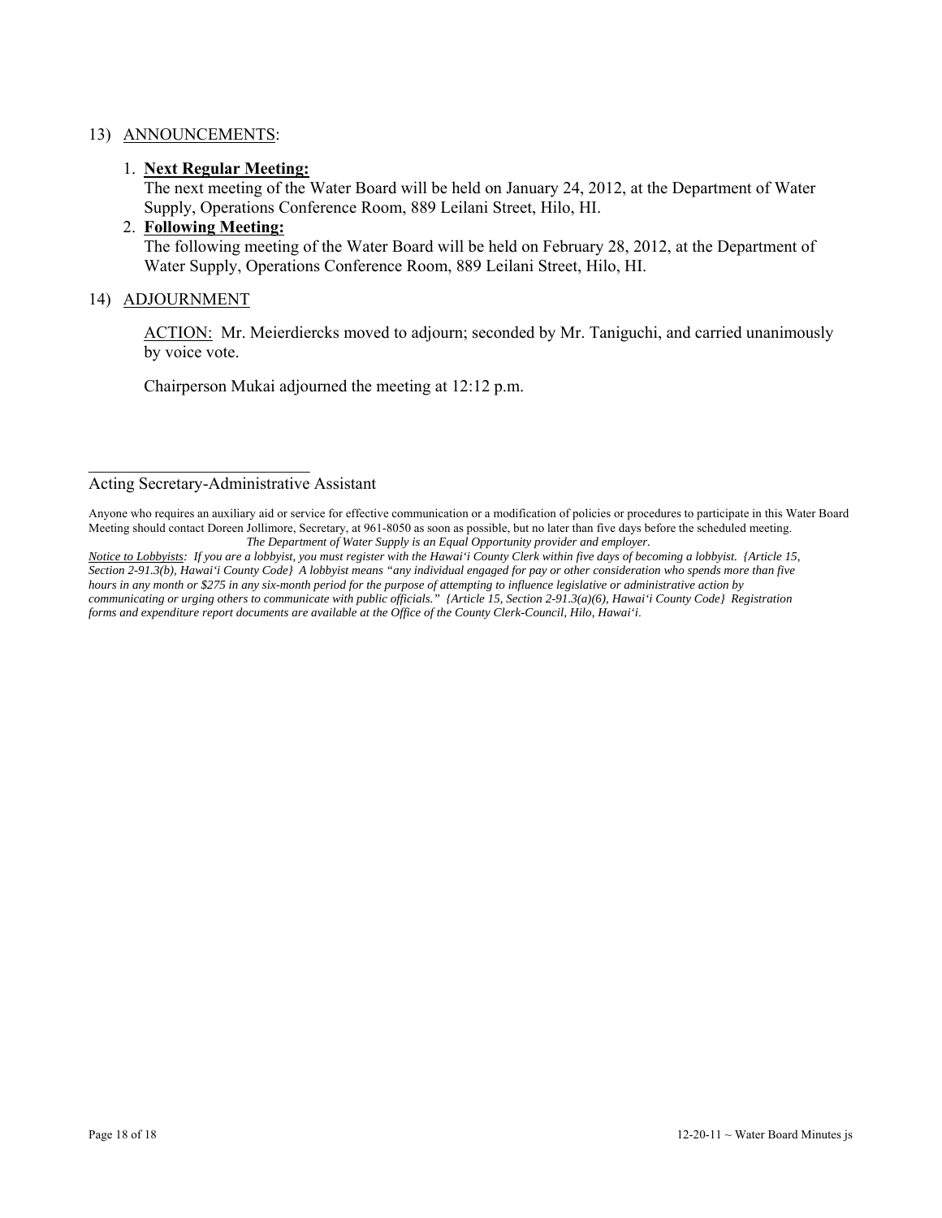13) ANNOUNCEMENTS:

1. **Next Regular Meeting:**
   The next meeting of the Water Board will be held on January 24, 2012, at the Department of Water Supply, Operations Conference Room, 889 Leilani Street, Hilo, HI.
2. **Following Meeting:**
   The following meeting of the Water Board will be held on February 28, 2012, at the Department of Water Supply, Operations Conference Room, 889 Leilani Street, Hilo, HI.

14) ADJOURNMENT

ACTION: Mr. Meierdiercks moved to adjourn; seconded by Mr. Taniguchi, and carried unanimously by voice vote.

Chairperson Mukai adjourned the meeting at 12:12 p.m.

\_\_\_\_\_\_\_\_\_\_\_\_\_\_\_\_\_\_\_\_\_\_\_\_\_\_\_\_

Acting Secretary-Administrative Assistant

Anyone who requires an auxiliary aid or service for effective communication or a modification of policies or procedures to participate in this Water Board Meeting should contact Doreen Jollimore, Secretary, at 961-8050 as soon as possible, but no later than five days before the scheduled meeting.

*The Department of Water Supply is an Equal Opportunity provider and employer.*

*Notice to Lobbyists: If you are a lobbyist, you must register with the Hawai'i County Clerk within five days of becoming a lobbyist. {Article 15, Section 2-91.3(b), Hawai'i County Code} A lobbyist means "any individual engaged for pay or other consideration who spends more than five hours in any month or $275 in any six-month period for the purpose of attempting to influence legislative or administrative action by communicating or urging others to communicate with public officials." {Article 15, Section 2-91.3(a)(6), Hawai'i County Code} Registration forms and expenditure report documents are available at the Office of the County Clerk-Council, Hilo, Hawai'i.*